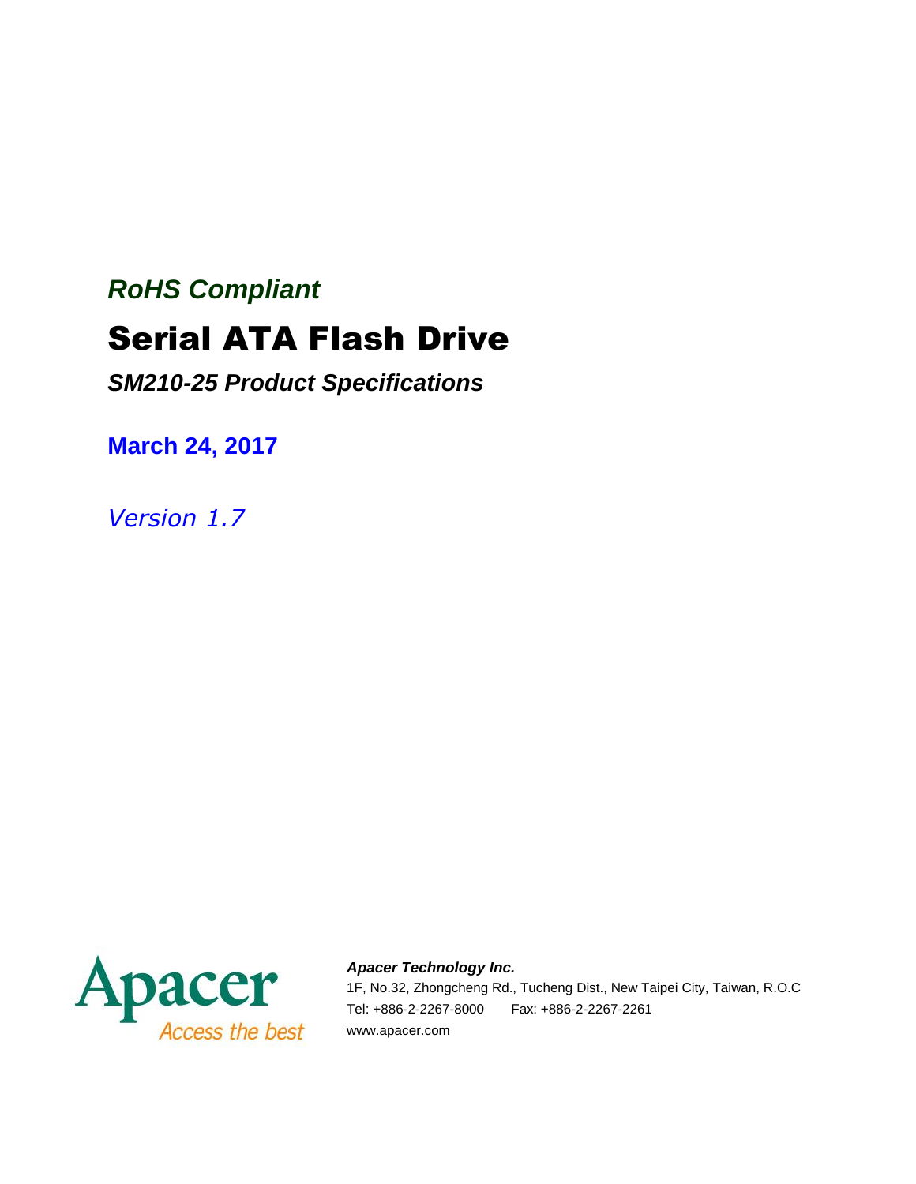*RoHS Compliant*

# Serial ATA Flash Drive

## *SM210-25 Product Specifications*

**March 24, 2017**

*Version 1.7*

Apacer

Access the best

***Apacer Technology Inc.***

1F, No.32, Zhongcheng Rd., Tucheng Dist., New Taipei City, Taiwan, R.O.C

Tel: +886-2-2267-8000 Fax: +886-2-2267-2261

www.apacer.com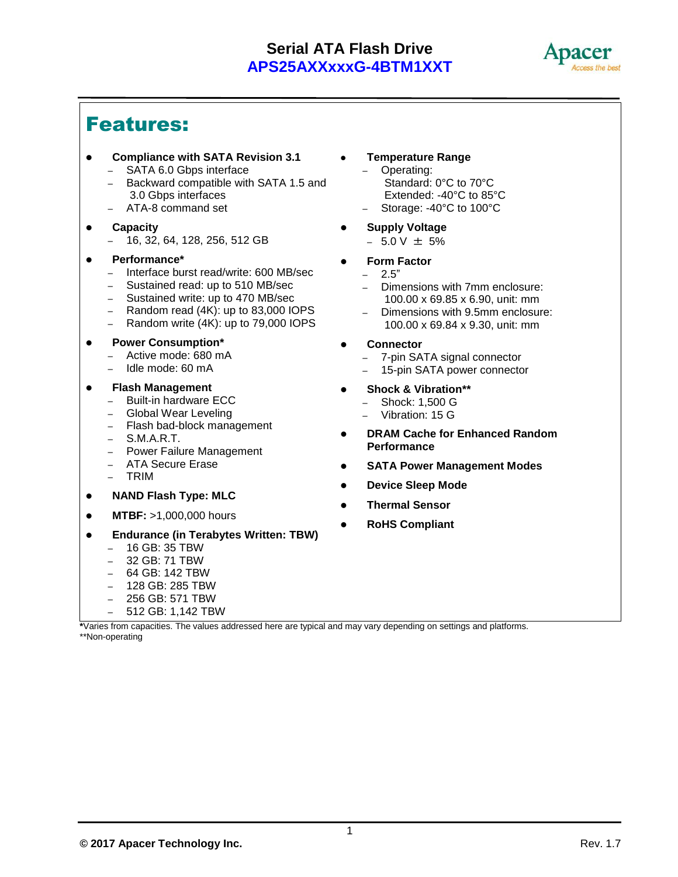## Features:

- **Compliance with SATA Revision 3.1**
  - SATA 6.0 Gbps interface
  - Backward compatible with SATA 1.5 and 3.0 Gbps interfaces
  - ATA-8 command set
- **Capacity**
  - 16, 32, 64, 128, 256, 512 GB
- **Performance***
  - Interface burst read/write: 600 MB/sec
  - Sustained read: up to 510 MB/sec
  - Sustained write: up to 470 MB/sec
  - Random read (4K): up to 83,000 IOPS
  - Random write (4K): up to 79,000 IOPS
- **Power Consumption***
  - Active mode: 680 mA
  - Idle mode: 60 mA
- **Flash Management**
  - Built-in hardware ECC
  - Global Wear Leveling
  - Flash bad-block management
  - S.M.A.R.T.
  - Power Failure Management
  - ATA Secure Erase
  - TRIM
- **NAND Flash Type: MLC**
- **MTBF:** >1,000,000 hours
- **Endurance (in Terabytes Written: TBW)**
  - 16 GB: 35 TBW
  - 32 GB: 71 TBW
  - 64 GB: 142 TBW
  - 128 GB: 285 TBW
  - 256 GB: 571 TBW
  - 512 GB: 1,142 TBW
- **Temperature Range**
  - Operating:
    Standard: 0°C to 70°C
    Extended: -40°C to 85°C
  - Storage: -40°C to 100°C
- **Supply Voltage**
  - 5.0 V ± 5%
- **Form Factor**
  - 2.5"
  - Dimensions with 7mm enclosure: 100.00 x 69.85 x 6.90, unit: mm
  - Dimensions with 9.5mm enclosure: 100.00 x 69.84 x 9.30, unit: mm
- **Connector**
  - 7-pin SATA signal connector
  - 15-pin SATA power connector
- **Shock & Vibration****
  - Shock: 1,500 G
  - Vibration: 15 G
- **DRAM Cache for Enhanced Random Performance**
- **SATA Power Management Modes**
- **Device Sleep Mode**
- **Thermal Sensor**
- **RoHS Compliant**

***Varies from capacities. The values addressed here are typical and may vary depending on settings and platforms.
**Non-operating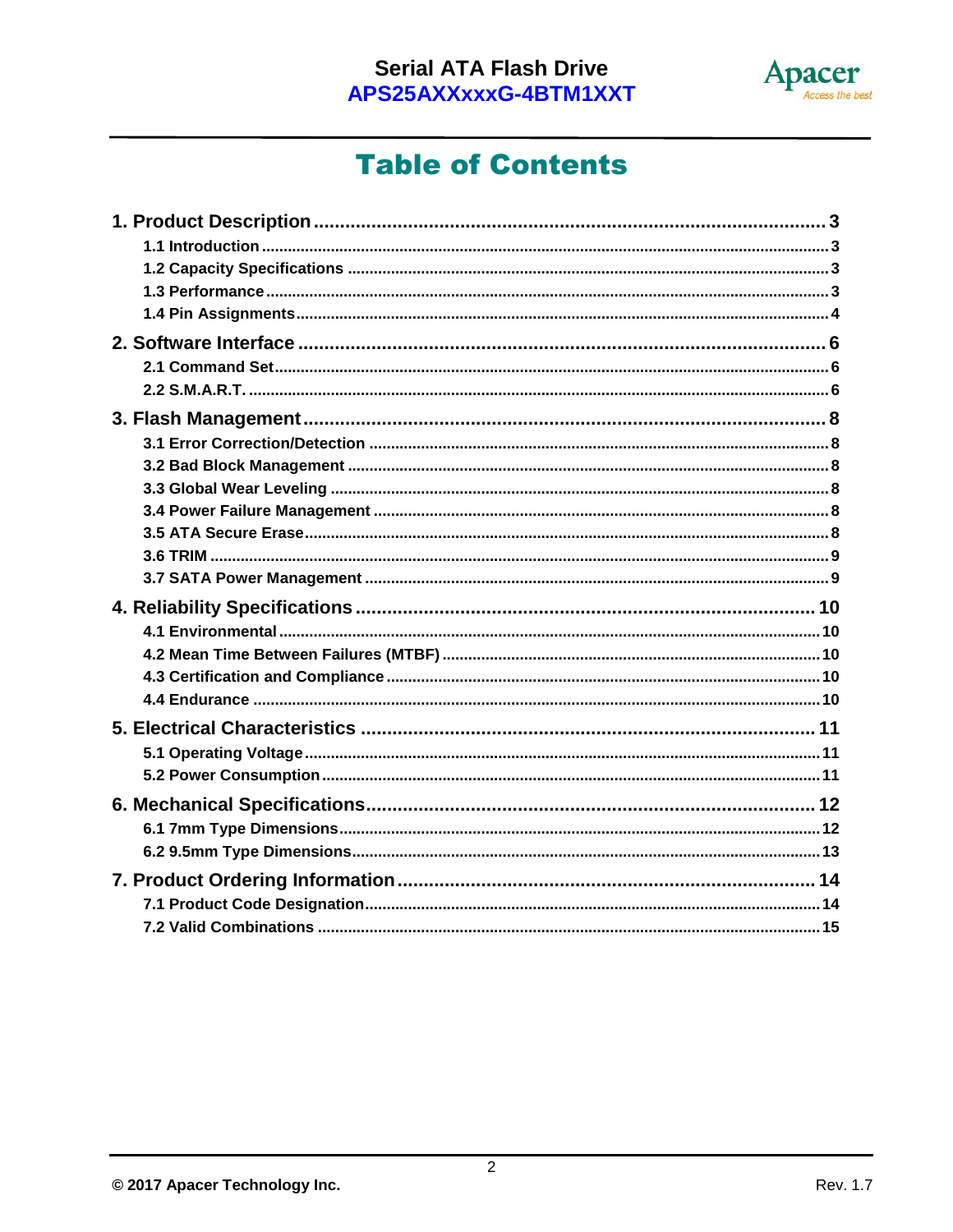# Table of Contents

1. Product Description ........ 3
   - 1.1 Introduction ........ 3
   - 1.2 Capacity Specifications ........ 3
   - 1.3 Performance ........ 3
   - 1.4 Pin Assignments ........ 4
2. Software Interface ........ 6
   - 2.1 Command Set ........ 6
   - 2.2 S.M.A.R.T. ........ 6
3. Flash Management ........ 8
   - 3.1 Error Correction/Detection ........ 8
   - 3.2 Bad Block Management ........ 8
   - 3.3 Global Wear Leveling ........ 8
   - 3.4 Power Failure Management ........ 8
   - 3.5 ATA Secure Erase ........ 8
   - 3.6 TRIM ........ 9
   - 3.7 SATA Power Management ........ 9
4. Reliability Specifications ........ 10
   - 4.1 Environmental ........ 10
   - 4.2 Mean Time Between Failures (MTBF) ........ 10
   - 4.3 Certification and Compliance ........ 10
   - 4.4 Endurance ........ 10
5. Electrical Characteristics ........ 11
   - 5.1 Operating Voltage ........ 11
   - 5.2 Power Consumption ........ 11
6. Mechanical Specifications ........ 12
   - 6.1 7mm Type Dimensions ........ 12
   - 6.2 9.5mm Type Dimensions ........ 13
7. Product Ordering Information ........ 14
   - 7.1 Product Code Designation ........ 14
   - 7.2 Valid Combinations ........ 15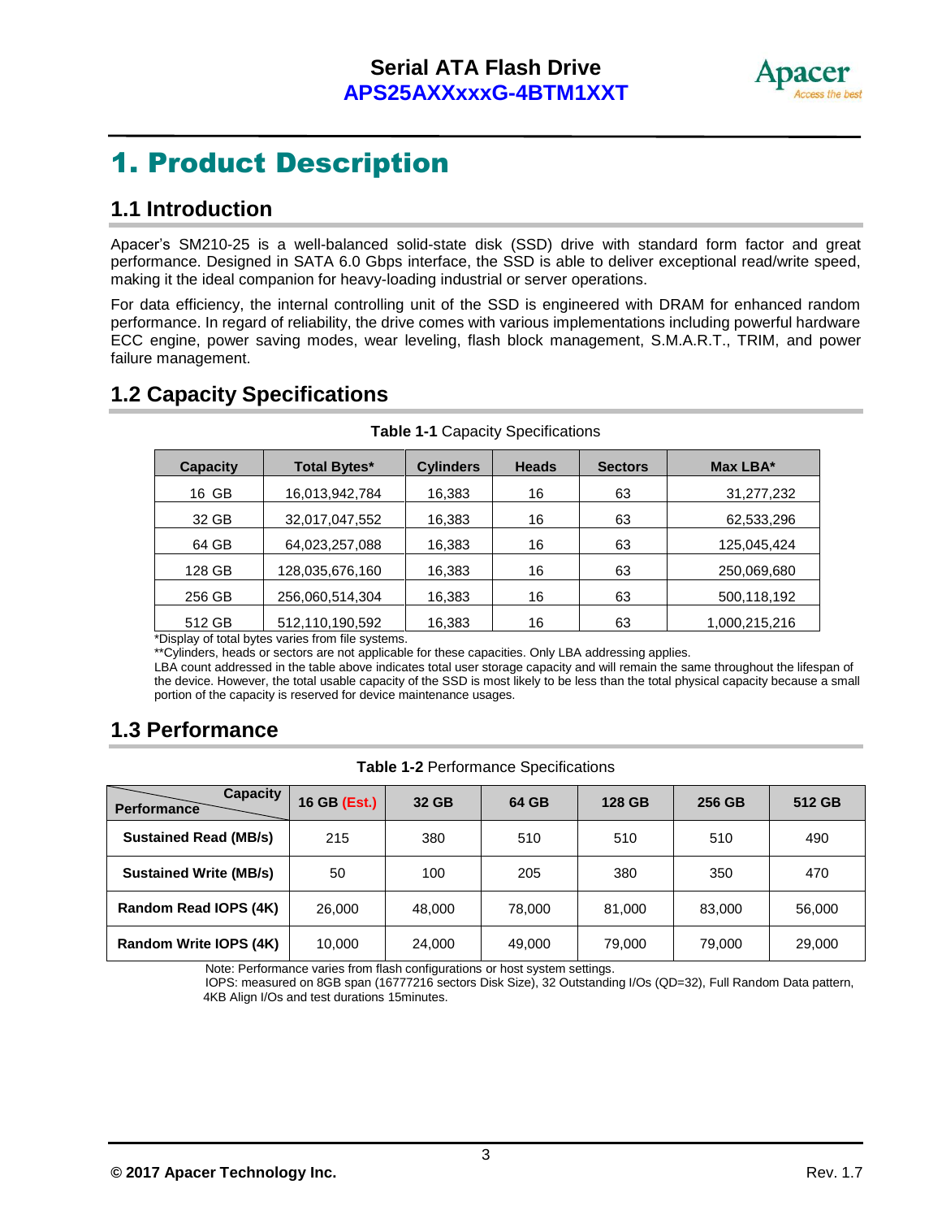# 1. Product Description

## 1.1 Introduction

Apacer's SM210-25 is a well-balanced solid-state disk (SSD) drive with standard form factor and great performance. Designed in SATA 6.0 Gbps interface, the SSD is able to deliver exceptional read/write speed, making it the ideal companion for heavy-loading industrial or server operations.

For data efficiency, the internal controlling unit of the SSD is engineered with DRAM for enhanced random performance. In regard of reliability, the drive comes with various implementations including powerful hardware ECC engine, power saving modes, wear leveling, flash block management, S.M.A.R.T., TRIM, and power failure management.

## 1.2 Capacity Specifications

**Table 1-1** Capacity Specifications

| Capacity | Total Bytes* | Cylinders | Heads | Sectors | Max LBA* |
|---|---|---|---|---|---|
| 16 GB | 16,013,942,784 | 16,383 | 16 | 63 | 31,277,232 |
| 32 GB | 32,017,047,552 | 16,383 | 16 | 63 | 62,533,296 |
| 64 GB | 64,023,257,088 | 16,383 | 16 | 63 | 125,045,424 |
| 128 GB | 128,035,676,160 | 16,383 | 16 | 63 | 250,069,680 |
| 256 GB | 256,060,514,304 | 16,383 | 16 | 63 | 500,118,192 |
| 512 GB | 512,110,190,592 | 16,383 | 16 | 63 | 1,000,215,216 |

*Display of total bytes varies from file systems.

**Cylinders, heads or sectors are not applicable for these capacities. Only LBA addressing applies.

LBA count addressed in the table above indicates total user storage capacity and will remain the same throughout the lifespan of the device. However, the total usable capacity of the SSD is most likely to be less than the total physical capacity because a small portion of the capacity is reserved for device maintenance usages.

## 1.3 Performance

**Table 1-2** Performance Specifications

| Performance \ Capacity | 16 GB (Est.) | 32 GB | 64 GB | 128 GB | 256 GB | 512 GB |
|---|---|---|---|---|---|---|
| **Sustained Read (MB/s)** | 215 | 380 | 510 | 510 | 510 | 490 |
| **Sustained Write (MB/s)** | 50 | 100 | 205 | 380 | 350 | 470 |
| **Random Read IOPS (4K)** | 26,000 | 48,000 | 78,000 | 81,000 | 83,000 | 56,000 |
| **Random Write IOPS (4K)** | 10,000 | 24,000 | 49,000 | 79,000 | 79,000 | 29,000 |

Note: Performance varies from flash configurations or host system settings.

IOPS: measured on 8GB span (16777216 sectors Disk Size), 32 Outstanding I/Os (QD=32), Full Random Data pattern, 4KB Align I/Os and test durations 15minutes.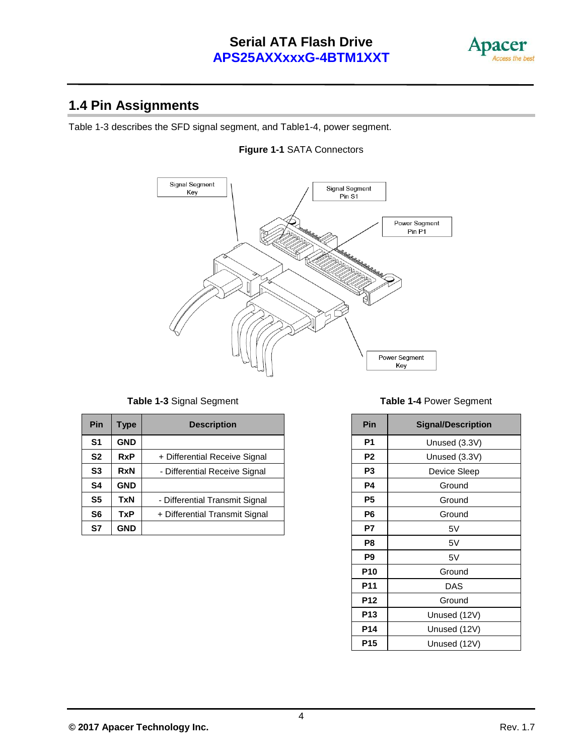## 1.4 Pin Assignments

Table 1-3 describes the SFD signal segment, and Table1-4, power segment.

**Figure 1-1** SATA Connectors

**Table 1-3** Signal Segment

| Pin | Type | Description |
|---|---|---|
| S1 | GND | |
| S2 | RxP | + Differential Receive Signal |
| S3 | RxN | - Differential Receive Signal |
| S4 | GND | |
| S5 | TxN | - Differential Transmit Signal |
| S6 | TxP | + Differential Transmit Signal |
| S7 | GND | |

**Table 1-4** Power Segment

| Pin | Signal/Description |
|---|---|
| P1 | Unused (3.3V) |
| P2 | Unused (3.3V) |
| P3 | Device Sleep |
| P4 | Ground |
| P5 | Ground |
| P6 | Ground |
| P7 | 5V |
| P8 | 5V |
| P9 | 5V |
| P10 | Ground |
| P11 | DAS |
| P12 | Ground |
| P13 | Unused (12V) |
| P14 | Unused (12V) |
| P15 | Unused (12V) |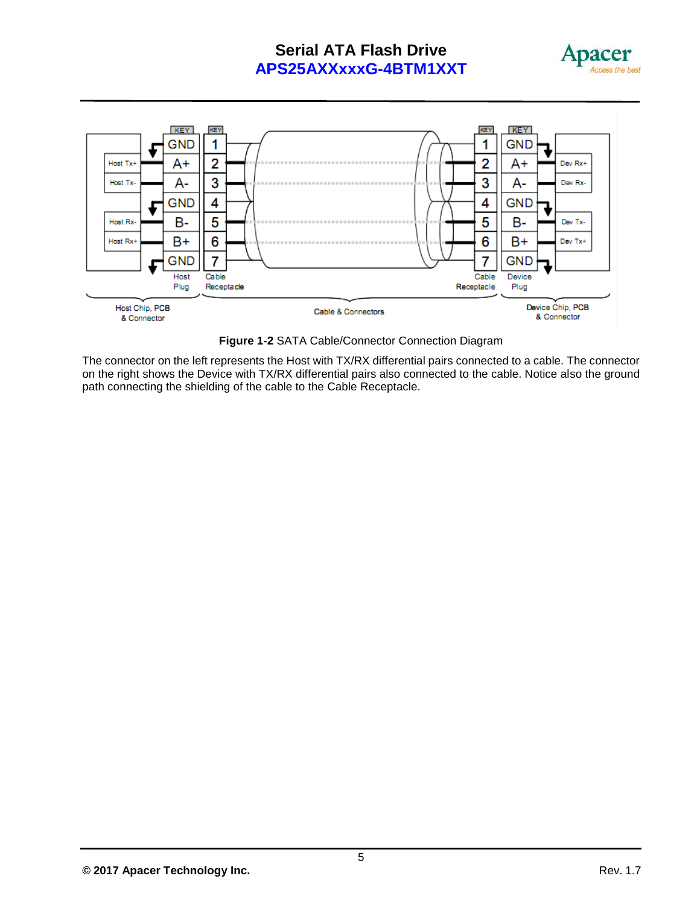**Figure 1-2** SATA Cable/Connector Connection Diagram

The connector on the left represents the Host with TX/RX differential pairs connected to a cable. The connector on the right shows the Device with TX/RX differential pairs also connected to the cable. Notice also the ground path connecting the shielding of the cable to the Cable Receptacle.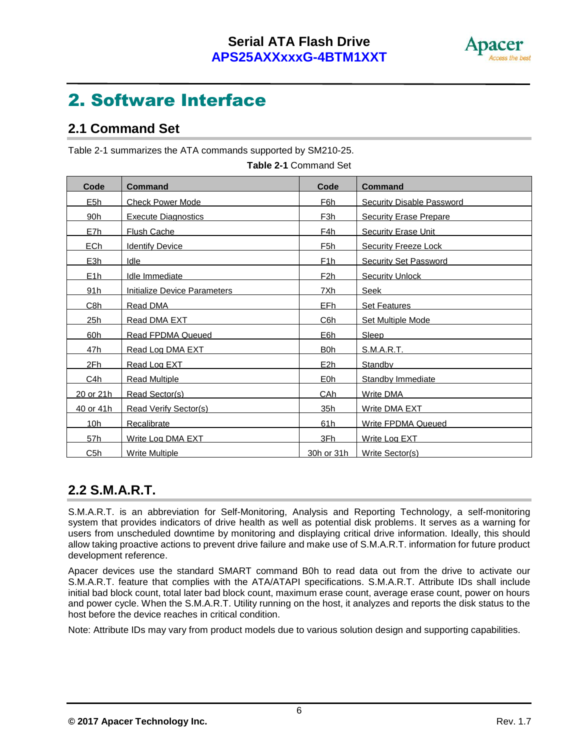# 2. Software Interface

## 2.1 Command Set

Table 2-1 summarizes the ATA commands supported by SM210-25.

**Table 2-1** Command Set

| Code | Command | Code | Command |
|---|---|---|---|
| E5h | Check Power Mode | F6h | Security Disable Password |
| 90h | Execute Diagnostics | F3h | Security Erase Prepare |
| E7h | Flush Cache | F4h | Security Erase Unit |
| ECh | Identify Device | F5h | Security Freeze Lock |
| E3h | Idle | F1h | Security Set Password |
| E1h | Idle Immediate | F2h | Security Unlock |
| 91h | Initialize Device Parameters | 7Xh | Seek |
| C8h | Read DMA | EFh | Set Features |
| 25h | Read DMA EXT | C6h | Set Multiple Mode |
| 60h | Read FPDMA Queued | E6h | Sleep |
| 47h | Read Log DMA EXT | B0h | S.M.A.R.T. |
| 2Fh | Read Log EXT | E2h | Standby |
| C4h | Read Multiple | E0h | Standby Immediate |
| 20 or 21h | Read Sector(s) | CAh | Write DMA |
| 40 or 41h | Read Verify Sector(s) | 35h | Write DMA EXT |
| 10h | Recalibrate | 61h | Write FPDMA Queued |
| 57h | Write Log DMA EXT | 3Fh | Write Log EXT |
| C5h | Write Multiple | 30h or 31h | Write Sector(s) |

## 2.2 S.M.A.R.T.

S.M.A.R.T. is an abbreviation for Self-Monitoring, Analysis and Reporting Technology, a self-monitoring system that provides indicators of drive health as well as potential disk problems. It serves as a warning for users from unscheduled downtime by monitoring and displaying critical drive information. Ideally, this should allow taking proactive actions to prevent drive failure and make use of S.M.A.R.T. information for future product development reference.

Apacer devices use the standard SMART command B0h to read data out from the drive to activate our S.M.A.R.T. feature that complies with the ATA/ATAPI specifications. S.M.A.R.T. Attribute IDs shall include initial bad block count, total later bad block count, maximum erase count, average erase count, power on hours and power cycle. When the S.M.A.R.T. Utility running on the host, it analyzes and reports the disk status to the host before the device reaches in critical condition.

Note: Attribute IDs may vary from product models due to various solution design and supporting capabilities.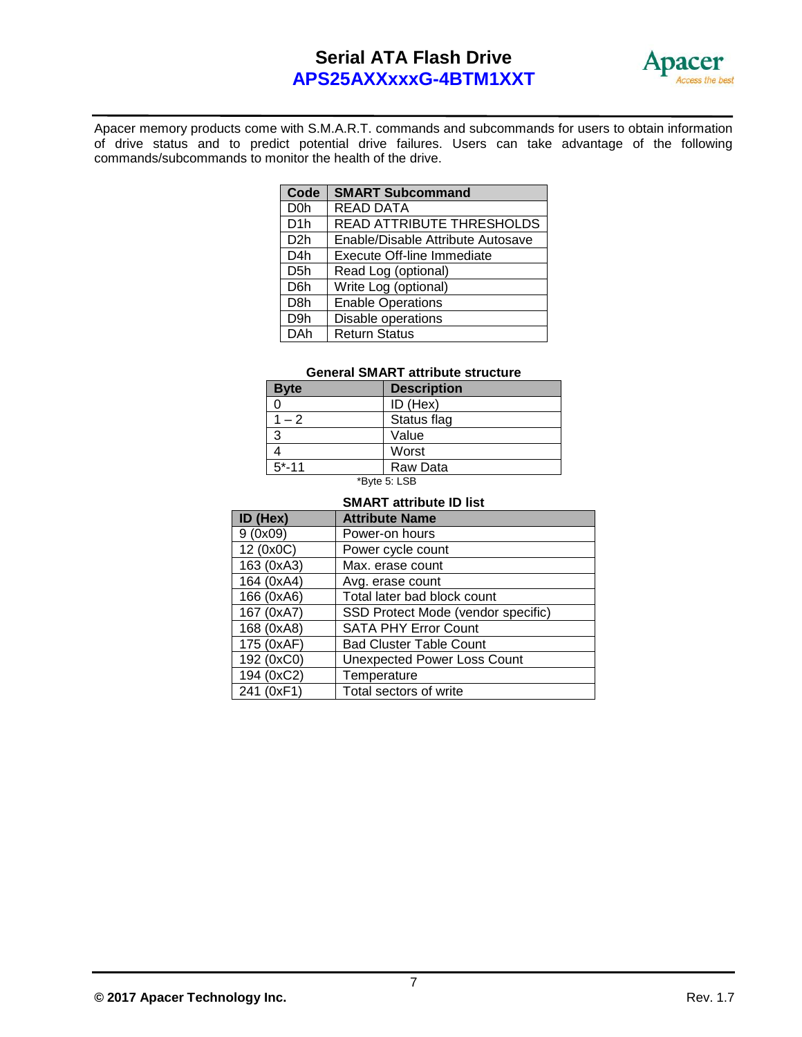Apacer memory products come with S.M.A.R.T. commands and subcommands for users to obtain information of drive status and to predict potential drive failures. Users can take advantage of the following commands/subcommands to monitor the health of the drive.

| Code | SMART Subcommand |
|---|---|
| D0h | READ DATA |
| D1h | READ ATTRIBUTE THRESHOLDS |
| D2h | Enable/Disable Attribute Autosave |
| D4h | Execute Off-line Immediate |
| D5h | Read Log (optional) |
| D6h | Write Log (optional) |
| D8h | Enable Operations |
| D9h | Disable operations |
| DAh | Return Status |

**General SMART attribute structure**

| Byte | Description |
|---|---|
| 0 | ID (Hex) |
| 1 – 2 | Status flag |
| 3 | Value |
| 4 | Worst |
| 5*-11 | Raw Data |

*Byte 5: LSB

**SMART attribute ID list**

| ID (Hex) | Attribute Name |
|---|---|
| 9 (0x09) | Power-on hours |
| 12 (0x0C) | Power cycle count |
| 163 (0xA3) | Max. erase count |
| 164 (0xA4) | Avg. erase count |
| 166 (0xA6) | Total later bad block count |
| 167 (0xA7) | SSD Protect Mode (vendor specific) |
| 168 (0xA8) | SATA PHY Error Count |
| 175 (0xAF) | Bad Cluster Table Count |
| 192 (0xC0) | Unexpected Power Loss Count |
| 194 (0xC2) | Temperature |
| 241 (0xF1) | Total sectors of write |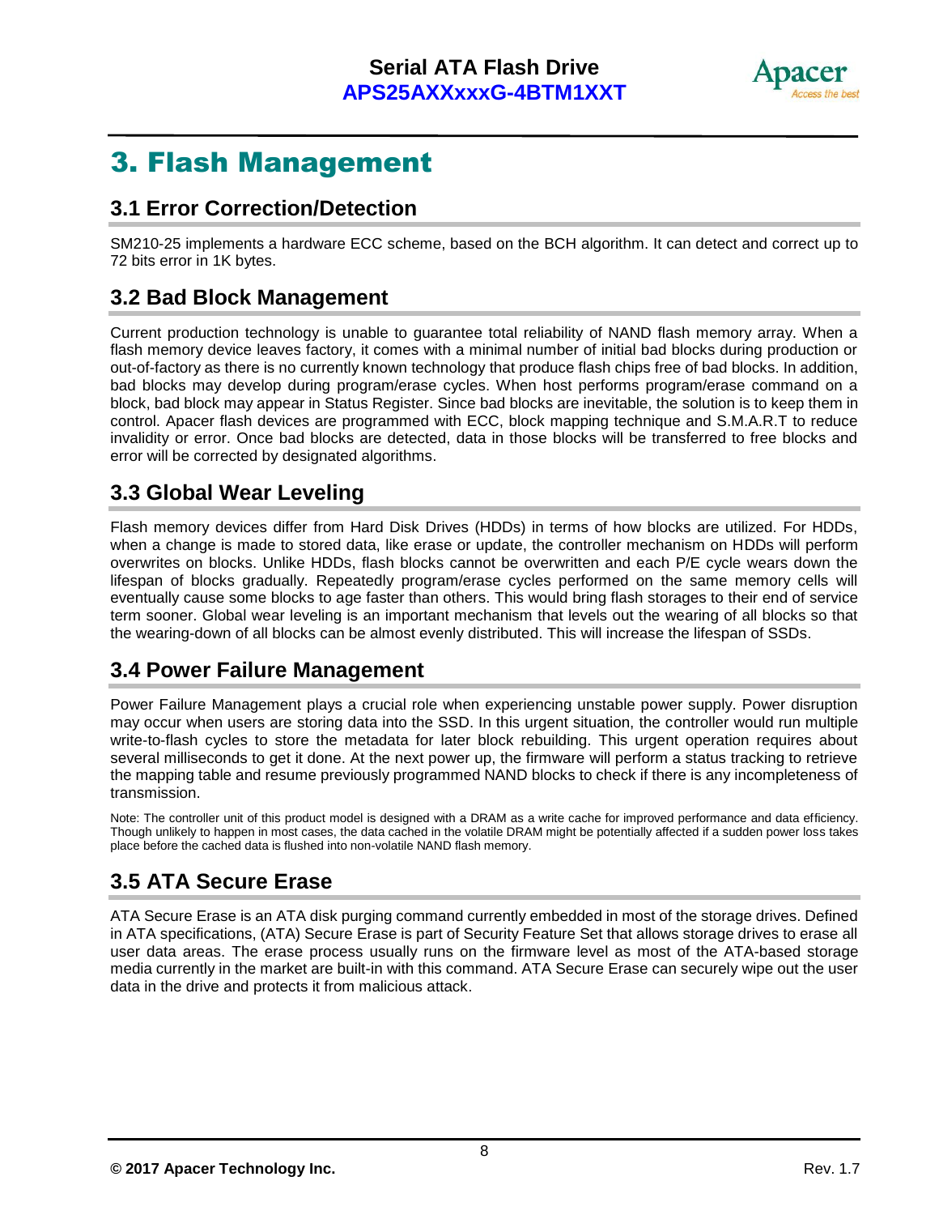# 3. Flash Management

## 3.1 Error Correction/Detection

SM210-25 implements a hardware ECC scheme, based on the BCH algorithm. It can detect and correct up to 72 bits error in 1K bytes.

## 3.2 Bad Block Management

Current production technology is unable to guarantee total reliability of NAND flash memory array. When a flash memory device leaves factory, it comes with a minimal number of initial bad blocks during production or out-of-factory as there is no currently known technology that produce flash chips free of bad blocks. In addition, bad blocks may develop during program/erase cycles. When host performs program/erase command on a block, bad block may appear in Status Register. Since bad blocks are inevitable, the solution is to keep them in control. Apacer flash devices are programmed with ECC, block mapping technique and S.M.A.R.T to reduce invalidity or error. Once bad blocks are detected, data in those blocks will be transferred to free blocks and error will be corrected by designated algorithms.

## 3.3 Global Wear Leveling

Flash memory devices differ from Hard Disk Drives (HDDs) in terms of how blocks are utilized. For HDDs, when a change is made to stored data, like erase or update, the controller mechanism on HDDs will perform overwrites on blocks. Unlike HDDs, flash blocks cannot be overwritten and each P/E cycle wears down the lifespan of blocks gradually. Repeatedly program/erase cycles performed on the same memory cells will eventually cause some blocks to age faster than others. This would bring flash storages to their end of service term sooner. Global wear leveling is an important mechanism that levels out the wearing of all blocks so that the wearing-down of all blocks can be almost evenly distributed. This will increase the lifespan of SSDs.

## 3.4 Power Failure Management

Power Failure Management plays a crucial role when experiencing unstable power supply. Power disruption may occur when users are storing data into the SSD. In this urgent situation, the controller would run multiple write-to-flash cycles to store the metadata for later block rebuilding. This urgent operation requires about several milliseconds to get it done. At the next power up, the firmware will perform a status tracking to retrieve the mapping table and resume previously programmed NAND blocks to check if there is any incompleteness of transmission.

Note: The controller unit of this product model is designed with a DRAM as a write cache for improved performance and data efficiency. Though unlikely to happen in most cases, the data cached in the volatile DRAM might be potentially affected if a sudden power loss takes place before the cached data is flushed into non-volatile NAND flash memory.

## 3.5 ATA Secure Erase

ATA Secure Erase is an ATA disk purging command currently embedded in most of the storage drives. Defined in ATA specifications, (ATA) Secure Erase is part of Security Feature Set that allows storage drives to erase all user data areas. The erase process usually runs on the firmware level as most of the ATA-based storage media currently in the market are built-in with this command. ATA Secure Erase can securely wipe out the user data in the drive and protects it from malicious attack.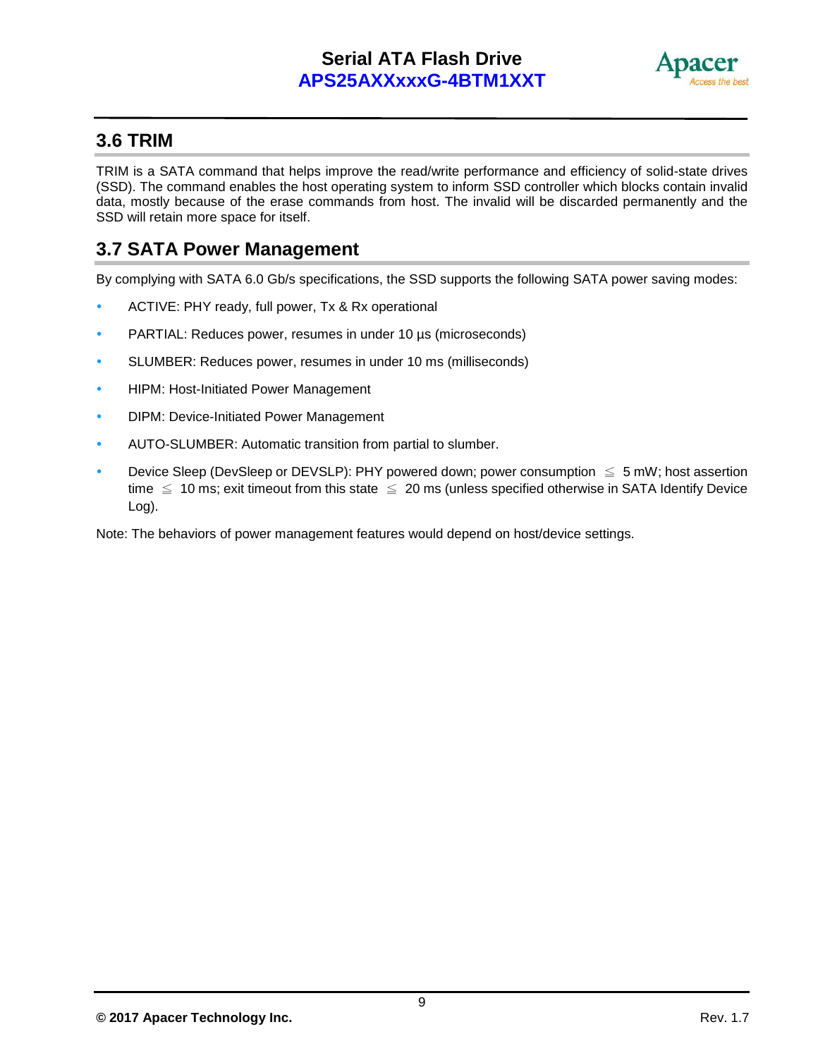## 3.6 TRIM

TRIM is a SATA command that helps improve the read/write performance and efficiency of solid-state drives (SSD). The command enables the host operating system to inform SSD controller which blocks contain invalid data, mostly because of the erase commands from host. The invalid will be discarded permanently and the SSD will retain more space for itself.

## 3.7 SATA Power Management

By complying with SATA 6.0 Gb/s specifications, the SSD supports the following SATA power saving modes:

- ACTIVE: PHY ready, full power, Tx & Rx operational
- PARTIAL: Reduces power, resumes in under 10 µs (microseconds)
- SLUMBER: Reduces power, resumes in under 10 ms (milliseconds)
- HIPM: Host-Initiated Power Management
- DIPM: Device-Initiated Power Management
- AUTO-SLUMBER: Automatic transition from partial to slumber.
- Device Sleep (DevSleep or DEVSLP): PHY powered down; power consumption ≦ 5 mW; host assertion time ≦ 10 ms; exit timeout from this state ≦ 20 ms (unless specified otherwise in SATA Identify Device Log).

Note: The behaviors of power management features would depend on host/device settings.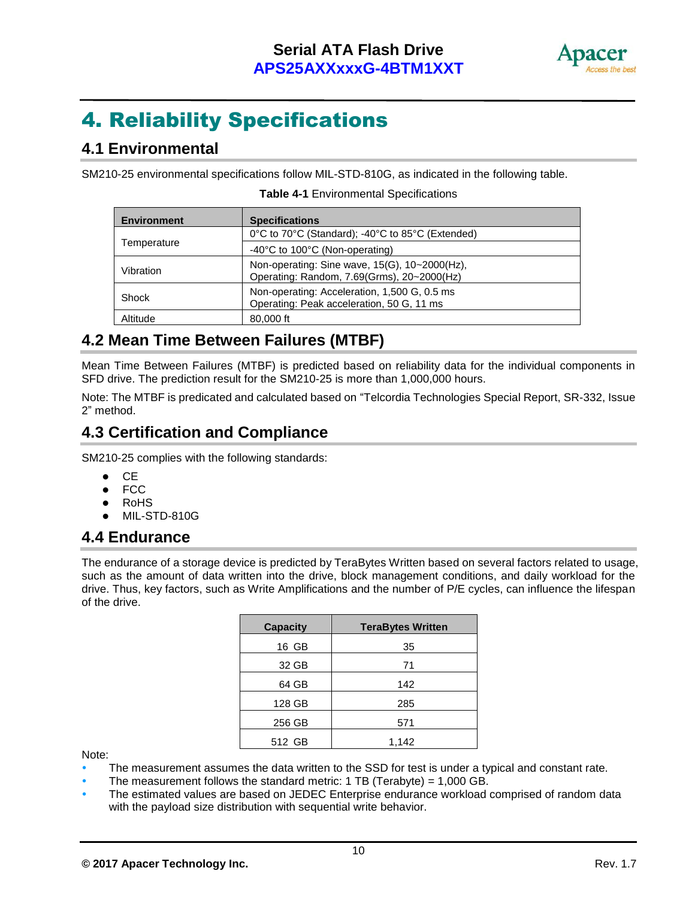# 4. Reliability Specifications

## 4.1 Environmental

SM210-25 environmental specifications follow MIL-STD-810G, as indicated in the following table.

**Table 4-1** Environmental Specifications

| Environment | Specifications |
|---|---|
| Temperature | 0°C to 70°C (Standard); -40°C to 85°C (Extended) |
| | -40°C to 100°C (Non-operating) |
| Vibration | Non-operating: Sine wave, 15(G), 10~2000(Hz),<br>Operating: Random, 7.69(Grms), 20~2000(Hz) |
| Shock | Non-operating: Acceleration, 1,500 G, 0.5 ms<br>Operating: Peak acceleration, 50 G, 11 ms |
| Altitude | 80,000 ft |

## 4.2 Mean Time Between Failures (MTBF)

Mean Time Between Failures (MTBF) is predicted based on reliability data for the individual components in SFD drive. The prediction result for the SM210-25 is more than 1,000,000 hours.

Note: The MTBF is predicated and calculated based on "Telcordia Technologies Special Report, SR-332, Issue 2" method.

## 4.3 Certification and Compliance

SM210-25 complies with the following standards:

- CE
- FCC
- RoHS
- MIL-STD-810G

## 4.4 Endurance

The endurance of a storage device is predicted by TeraBytes Written based on several factors related to usage, such as the amount of data written into the drive, block management conditions, and daily workload for the drive. Thus, key factors, such as Write Amplifications and the number of P/E cycles, can influence the lifespan of the drive.

| Capacity | TeraBytes Written |
|---|---|
| 16 GB | 35 |
| 32 GB | 71 |
| 64 GB | 142 |
| 128 GB | 285 |
| 256 GB | 571 |
| 512 GB | 1,142 |

Note:

- The measurement assumes the data written to the SSD for test is under a typical and constant rate.
- The measurement follows the standard metric: 1 TB (Terabyte) = 1,000 GB.
- The estimated values are based on JEDEC Enterprise endurance workload comprised of random data with the payload size distribution with sequential write behavior.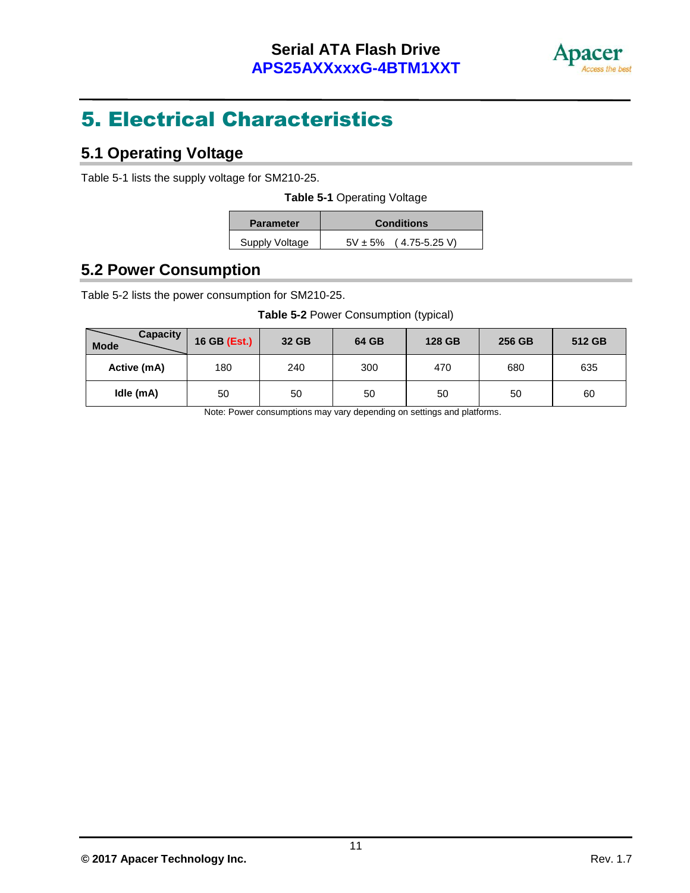# 5. Electrical Characteristics

## 5.1 Operating Voltage

Table 5-1 lists the supply voltage for SM210-25.

**Table 5-1** Operating Voltage

| Parameter | Conditions |
|---|---|
| Supply Voltage | 5V ± 5%  ( 4.75-5.25 V) |

## 5.2 Power Consumption

Table 5-2 lists the power consumption for SM210-25.

**Table 5-2** Power Consumption (typical)

| Mode \ Capacity | 16 GB (Est.) | 32 GB | 64 GB | 128 GB | 256 GB | 512 GB |
|---|---|---|---|---|---|---|
| **Active (mA)** | 180 | 240 | 300 | 470 | 680 | 635 |
| **Idle (mA)** | 50 | 50 | 50 | 50 | 50 | 60 |

Note: Power consumptions may vary depending on settings and platforms.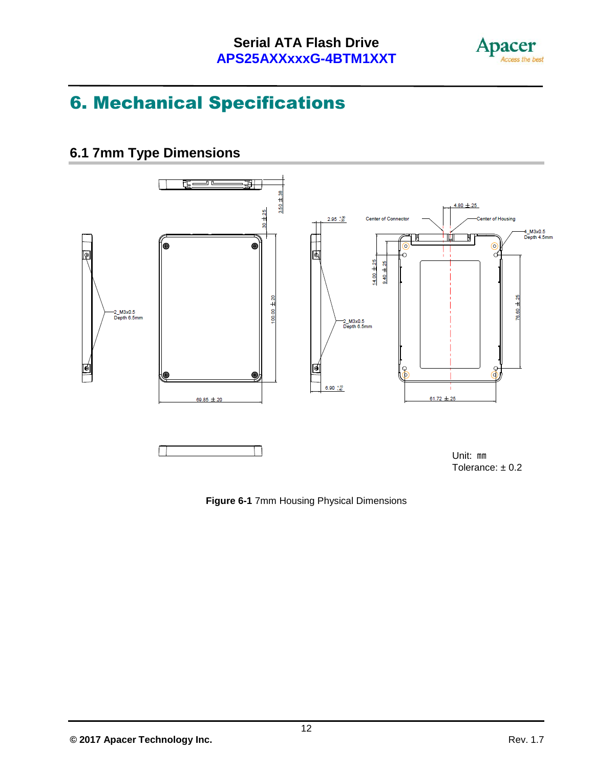# 6. Mechanical Specifications

## 6.1 7mm Type Dimensions

Unit: mm
Tolerance: ± 0.2

**Figure 6-1** 7mm Housing Physical Dimensions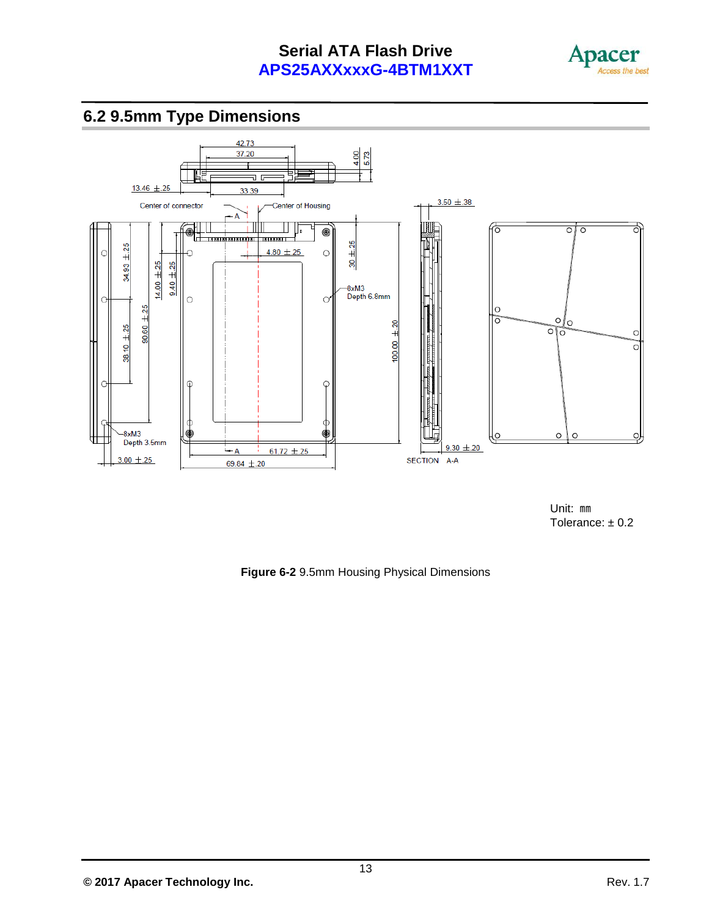## 6.2 9.5mm Type Dimensions

Unit: mm
Tolerance: ± 0.2

**Figure 6-2** 9.5mm Housing Physical Dimensions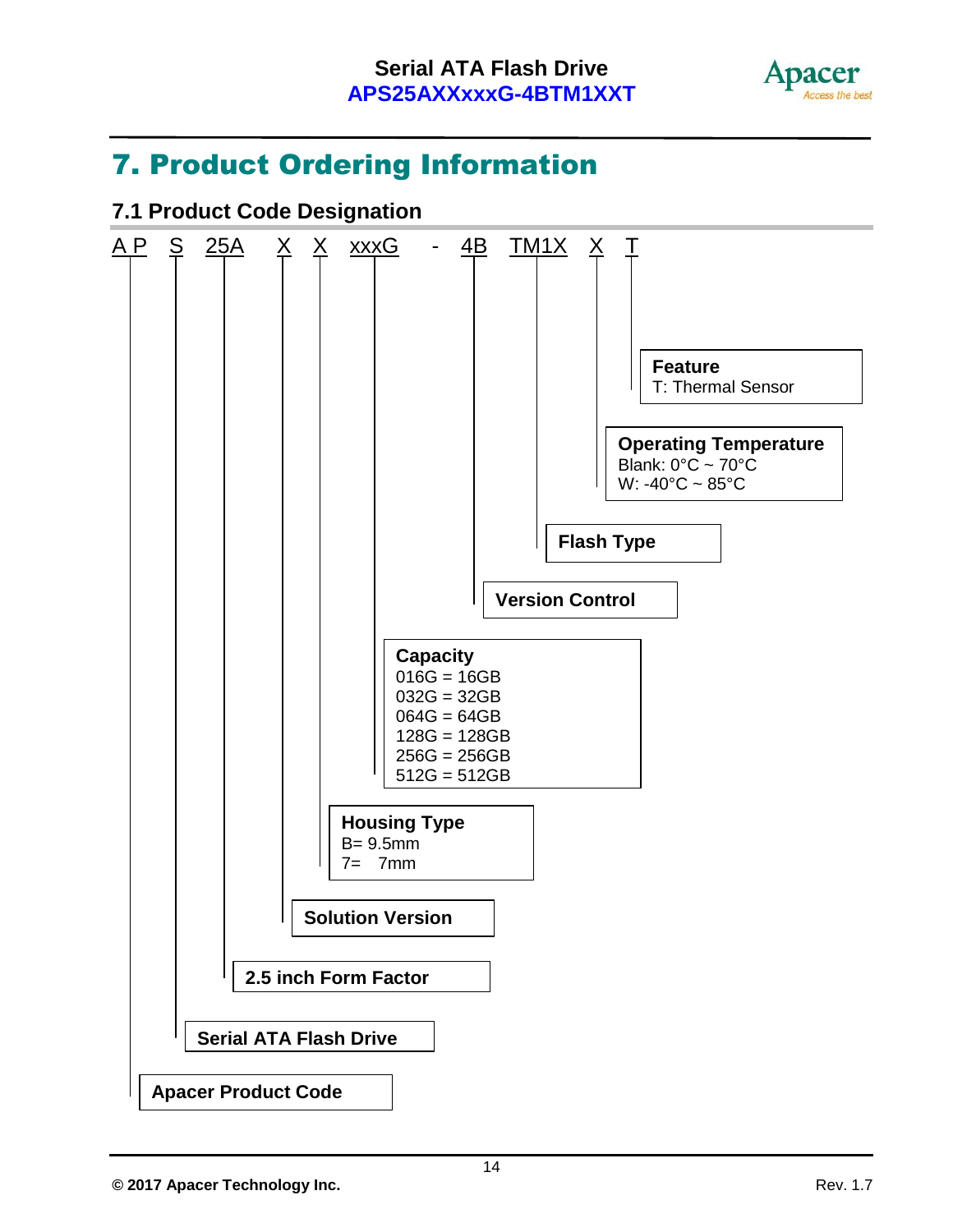# 7. Product Ordering Information

## 7.1 Product Code Designation

A P S 25A X X xxxG - 4B TM1X X T

| Code | Description |
|---|---|
| A P | Apacer Product Code |
| S | Serial ATA Flash Drive |
| 25A | 2.5 inch Form Factor |
| X | Solution Version |
| X | **Housing Type**<br>B= 9.5mm<br>7= 7mm |
| xxxG | **Capacity**<br>016G = 16GB<br>032G = 32GB<br>064G = 64GB<br>128G = 128GB<br>256G = 256GB<br>512G = 512GB |
| 4B | Version Control |
| TM1X | Flash Type |
| X | **Operating Temperature**<br>Blank: 0°C ~ 70°C<br>W: -40°C ~ 85°C |
| T | **Feature**<br>T: Thermal Sensor |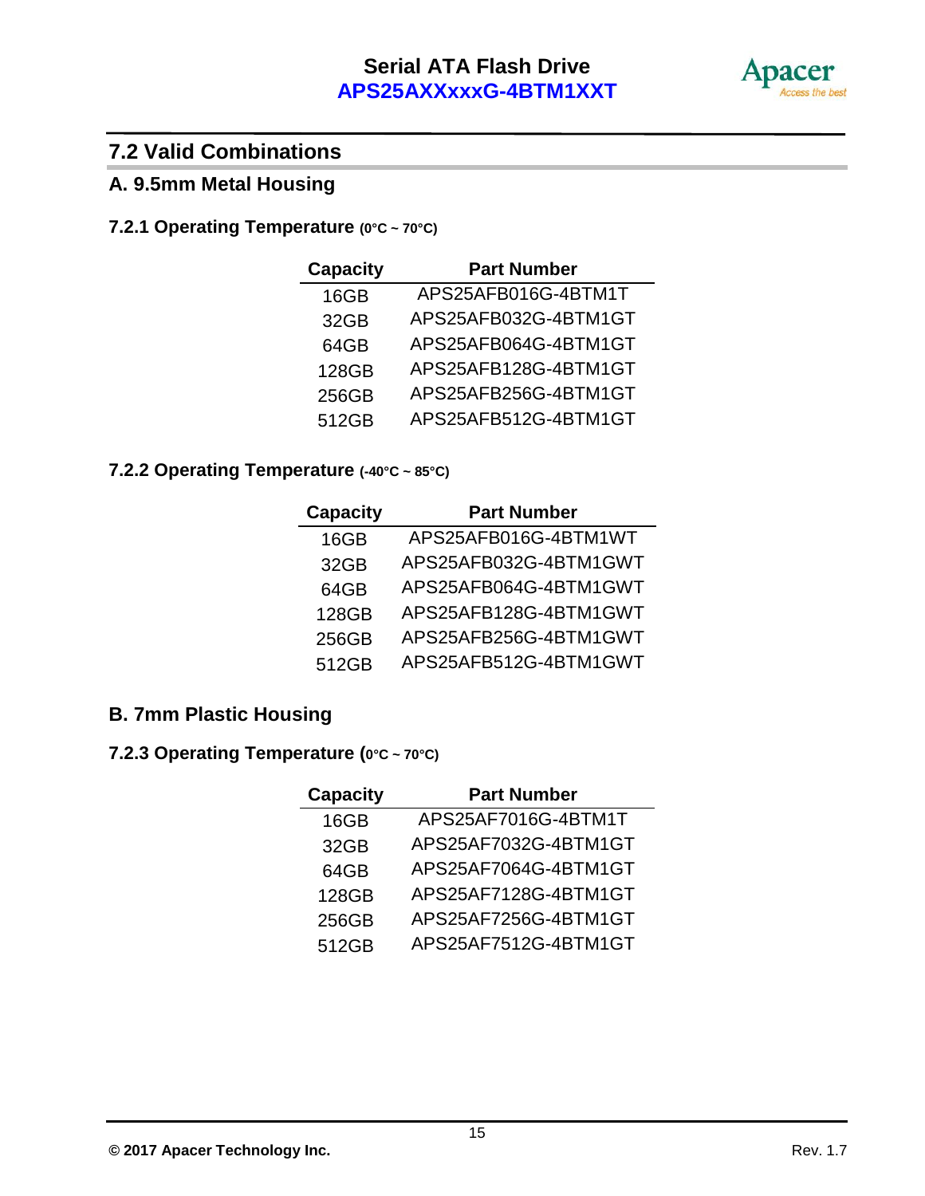## 7.2 Valid Combinations

### A. 9.5mm Metal Housing

#### 7.2.1 Operating Temperature (0°C ~ 70°C)

| Capacity | Part Number |
|---|---|
| 16GB | APS25AFB016G-4BTM1T |
| 32GB | APS25AFB032G-4BTM1GT |
| 64GB | APS25AFB064G-4BTM1GT |
| 128GB | APS25AFB128G-4BTM1GT |
| 256GB | APS25AFB256G-4BTM1GT |
| 512GB | APS25AFB512G-4BTM1GT |

#### 7.2.2 Operating Temperature (-40°C ~ 85°C)

| Capacity | Part Number |
|---|---|
| 16GB | APS25AFB016G-4BTM1WT |
| 32GB | APS25AFB032G-4BTM1GWT |
| 64GB | APS25AFB064G-4BTM1GWT |
| 128GB | APS25AFB128G-4BTM1GWT |
| 256GB | APS25AFB256G-4BTM1GWT |
| 512GB | APS25AFB512G-4BTM1GWT |

### B. 7mm Plastic Housing

#### 7.2.3 Operating Temperature (0°C ~ 70°C)

| Capacity | Part Number |
|---|---|
| 16GB | APS25AF7016G-4BTM1T |
| 32GB | APS25AF7032G-4BTM1GT |
| 64GB | APS25AF7064G-4BTM1GT |
| 128GB | APS25AF7128G-4BTM1GT |
| 256GB | APS25AF7256G-4BTM1GT |
| 512GB | APS25AF7512G-4BTM1GT |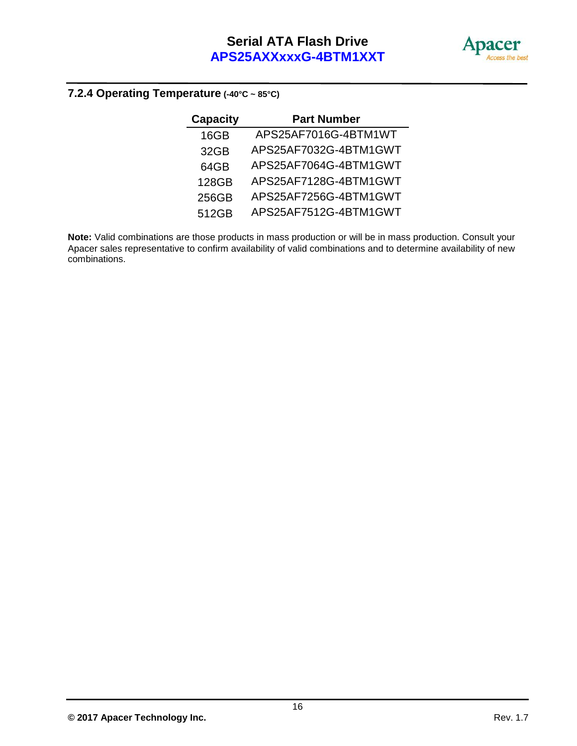### 7.2.4 Operating Temperature (-40°C ~ 85°C)

| Capacity | Part Number |
|---|---|
| 16GB | APS25AF7016G-4BTM1WT |
| 32GB | APS25AF7032G-4BTM1GWT |
| 64GB | APS25AF7064G-4BTM1GWT |
| 128GB | APS25AF7128G-4BTM1GWT |
| 256GB | APS25AF7256G-4BTM1GWT |
| 512GB | APS25AF7512G-4BTM1GWT |

**Note:** Valid combinations are those products in mass production or will be in mass production. Consult your Apacer sales representative to confirm availability of valid combinations and to determine availability of new combinations.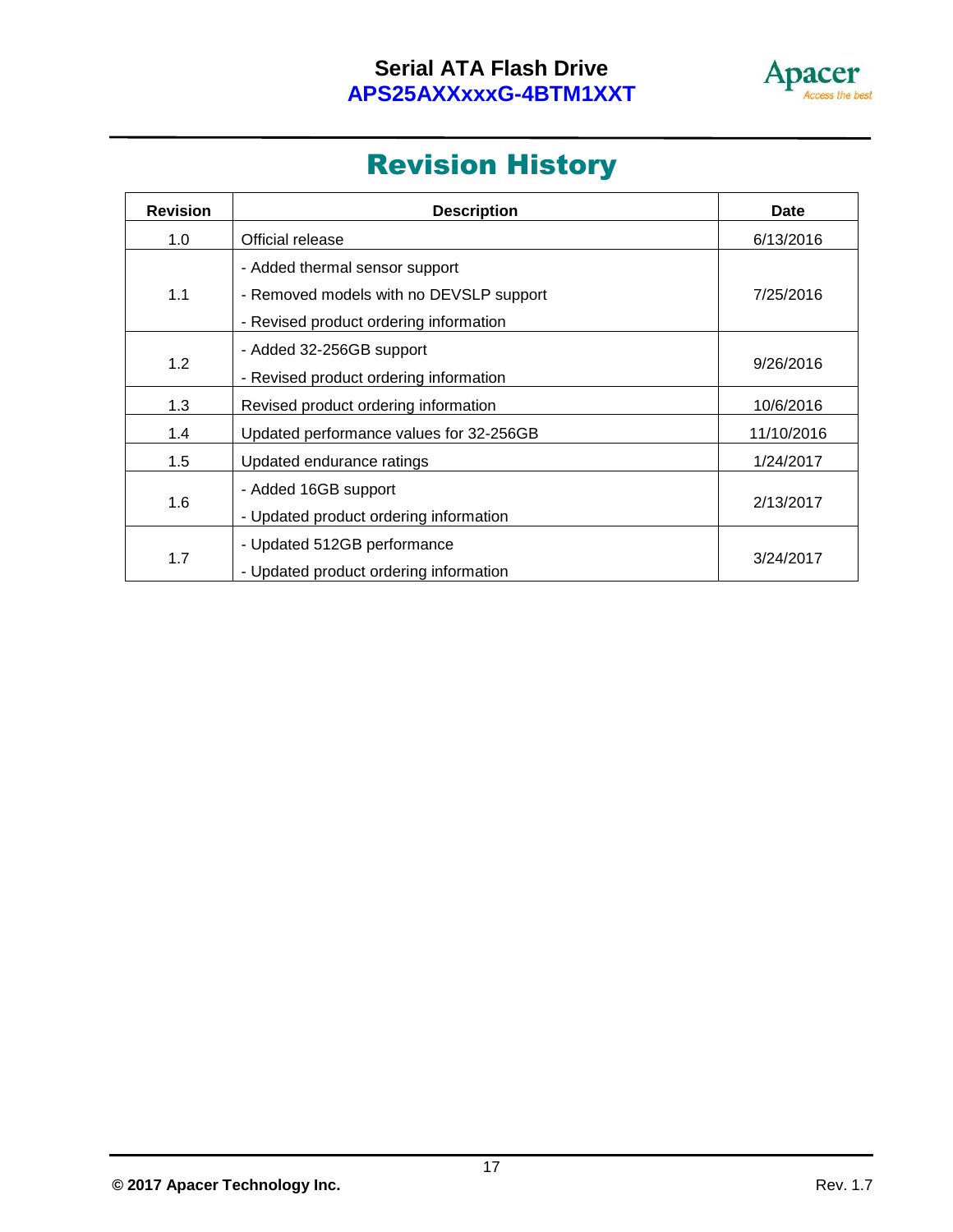# Revision History

| Revision | Description | Date |
|---|---|---|
| 1.0 | Official release | 6/13/2016 |
| 1.1 | - Added thermal sensor support<br>- Removed models with no DEVSLP support<br>- Revised product ordering information | 7/25/2016 |
| 1.2 | - Added 32-256GB support<br>- Revised product ordering information | 9/26/2016 |
| 1.3 | Revised product ordering information | 10/6/2016 |
| 1.4 | Updated performance values for 32-256GB | 11/10/2016 |
| 1.5 | Updated endurance ratings | 1/24/2017 |
| 1.6 | - Added 16GB support<br>- Updated product ordering information | 2/13/2017 |
| 1.7 | - Updated 512GB performance<br>- Updated product ordering information | 3/24/2017 |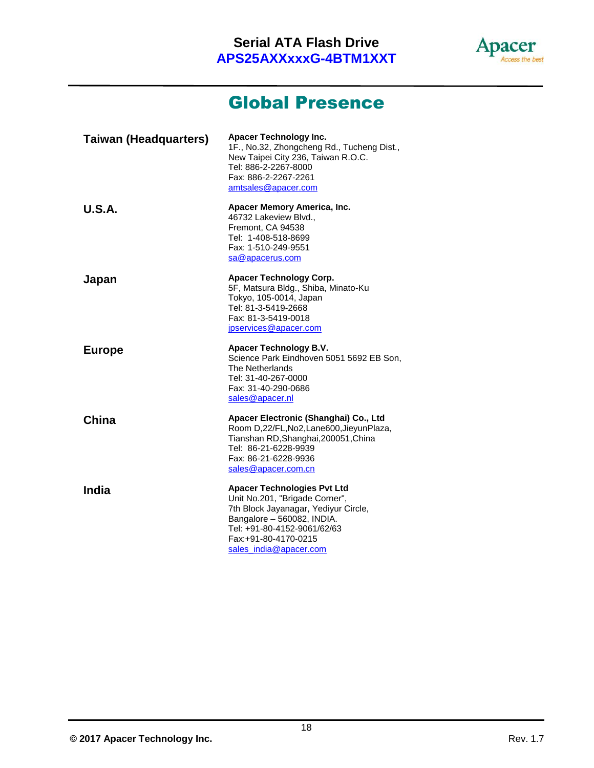# Global Presence

| | |
|---|---|
| **Taiwan (Headquarters)** | **Apacer Technology Inc.**<br>1F., No.32, Zhongcheng Rd., Tucheng Dist.,<br>New Taipei City 236, Taiwan R.O.C.<br>Tel: 886-2-2267-8000<br>Fax: 886-2-2267-2261<br>amtsales@apacer.com |
| **U.S.A.** | **Apacer Memory America, Inc.**<br>46732 Lakeview Blvd.,<br>Fremont, CA 94538<br>Tel: 1-408-518-8699<br>Fax: 1-510-249-9551<br>sa@apacerus.com |
| **Japan** | **Apacer Technology Corp.**<br>5F, Matsura Bldg., Shiba, Minato-Ku<br>Tokyo, 105-0014, Japan<br>Tel: 81-3-5419-2668<br>Fax: 81-3-5419-0018<br>jpservices@apacer.com |
| **Europe** | **Apacer Technology B.V.**<br>Science Park Eindhoven 5051 5692 EB Son,<br>The Netherlands<br>Tel: 31-40-267-0000<br>Fax: 31-40-290-0686<br>sales@apacer.nl |
| **China** | **Apacer Electronic (Shanghai) Co., Ltd**<br>Room D,22/FL,No2,Lane600,JieyunPlaza,<br>Tianshan RD,Shanghai,200051,China<br>Tel: 86-21-6228-9939<br>Fax: 86-21-6228-9936<br>sales@apacer.com.cn |
| **India** | **Apacer Technologies Pvt Ltd**<br>Unit No.201, "Brigade Corner",<br>7th Block Jayanagar, Yediyur Circle,<br>Bangalore – 560082, INDIA.<br>Tel: +91-80-4152-9061/62/63<br>Fax:+91-80-4170-0215<br>sales_india@apacer.com |